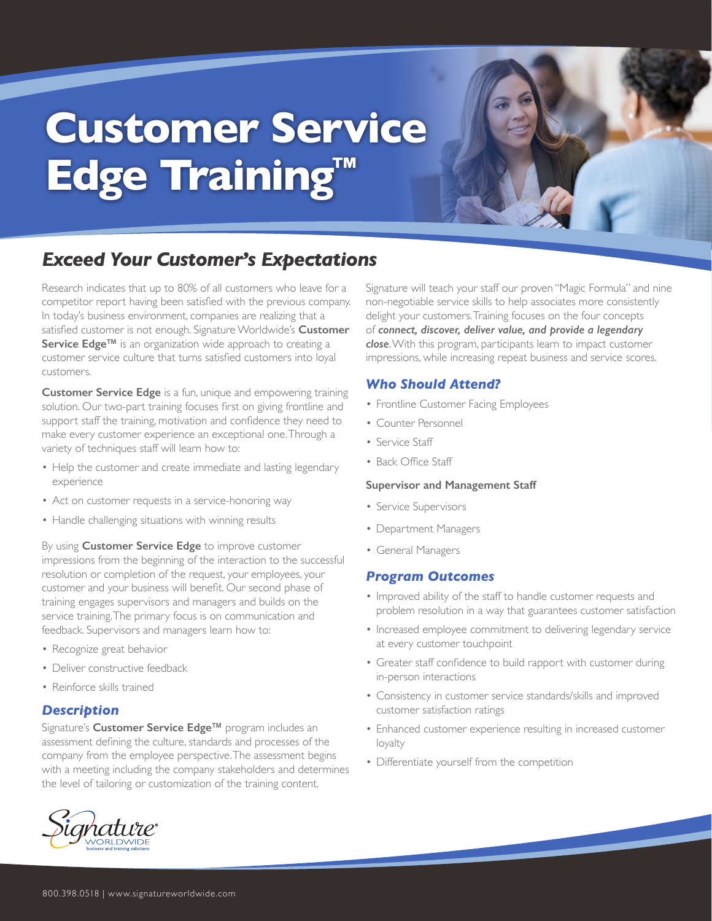# Customer Service Edge Training™

## *Exceed Your Customer's Expectations*

Research indicates that up to 80% of all customers who leave for a competitor report having been satisfied with the previous company. In today's business environment, companies are realizing that a satisfied customer is not enough. Signature Worldwide's **Customer Service Edge™** is an organization wide approach to creating a customer service culture that turns satisfied customers into loyal customers.

**Customer Service Edge** is a fun, unique and empowering training solution. Our two-part training focuses first on giving frontline and support staff the training, motivation and confidence they need to make every customer experience an exceptional one. Through a variety of techniques staff will learn how to:

- Help the customer and create immediate and lasting legendary experience
- Act on customer requests in a service-honoring way
- Handle challenging situations with winning results

By using **Customer Service Edge** to improve customer impressions from the beginning of the interaction to the successful resolution or completion of the request, your employees, your customer and your business will benefit. Our second phase of training engages supervisors and managers and builds on the service training. The primary focus is on communication and feedback. Supervisors and managers learn how to:

- Recognize great behavior
- Deliver constructive feedback
- Reinforce skills trained

### *Description*

Signature's **Customer Service Edge™** program includes an assessment defining the culture, standards and processes of the company from the employee perspective. The assessment begins with a meeting including the company stakeholders and determines the level of tailoring or customization of the training content.

Signature will teach your staff our proven "Magic Formula" and nine non-negotiable service skills to help associates more consistently delight your customers. Training focuses on the four concepts of ***connect, discover, deliver value, and provide a legendary close***. With this program, participants learn to impact customer impressions, while increasing repeat business and service scores.

### *Who Should Attend?*

- Frontline Customer Facing Employees
- Counter Personnel
- Service Staff
- Back Office Staff

**Supervisor and Management Staff**

- Service Supervisors
- Department Managers
- General Managers

### *Program Outcomes*

- Improved ability of the staff to handle customer requests and problem resolution in a way that guarantees customer satisfaction
- Increased employee commitment to delivering legendary service at every customer touchpoint
- Greater staff confidence to build rapport with customer during in-person interactions
- Consistency in customer service standards/skills and improved customer satisfaction ratings
- Enhanced customer experience resulting in increased customer loyalty
- Differentiate yourself from the competition

Signature WORLDWIDE business and training solutions

800.398.0518 | www.signatureworldwide.com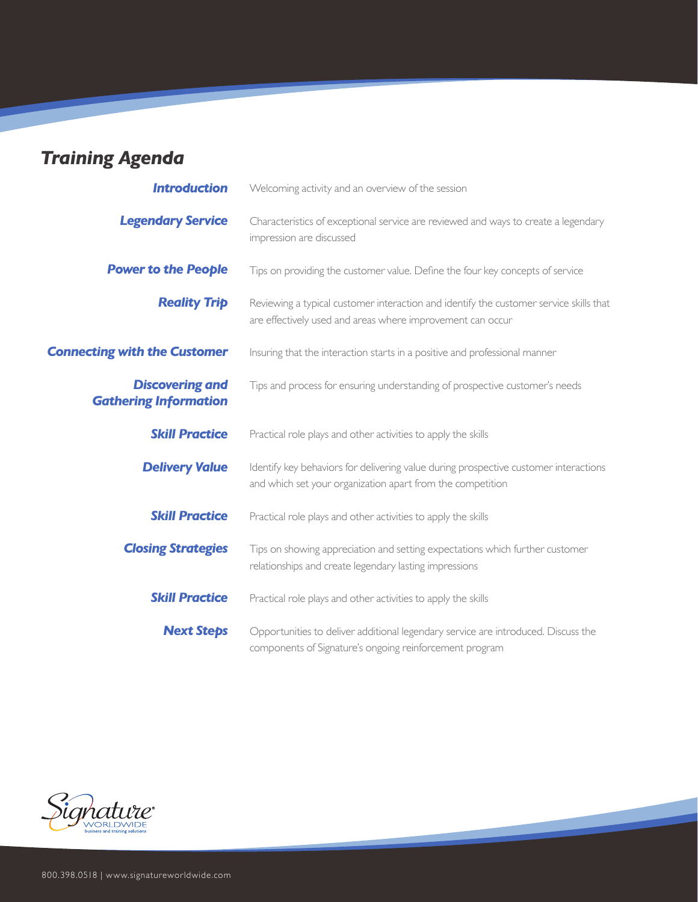## *Training Agenda*

| | |
|---|---|
| ***Introduction*** | Welcoming activity and an overview of the session |
| ***Legendary Service*** | Characteristics of exceptional service are reviewed and ways to create a legendary impression are discussed |
| ***Power to the People*** | Tips on providing the customer value. Define the four key concepts of service |
| ***Reality Trip*** | Reviewing a typical customer interaction and identify the customer service skills that are effectively used and areas where improvement can occur |
| ***Connecting with the Customer*** | Insuring that the interaction starts in a positive and professional manner |
| ***Discovering and Gathering Information*** | Tips and process for ensuring understanding of prospective customer's needs |
| ***Skill Practice*** | Practical role plays and other activities to apply the skills |
| ***Delivery Value*** | Identify key behaviors for delivering value during prospective customer interactions and which set your organization apart from the competition |
| ***Skill Practice*** | Practical role plays and other activities to apply the skills |
| ***Closing Strategies*** | Tips on showing appreciation and setting expectations which further customer relationships and create legendary lasting impressions |
| ***Skill Practice*** | Practical role plays and other activities to apply the skills |
| ***Next Steps*** | Opportunities to deliver additional legendary service are introduced. Discuss the components of Signature's ongoing reinforcement program |

Signature WORLDWIDE business and training solutions

800.398.0518 | www.signatureworldwide.com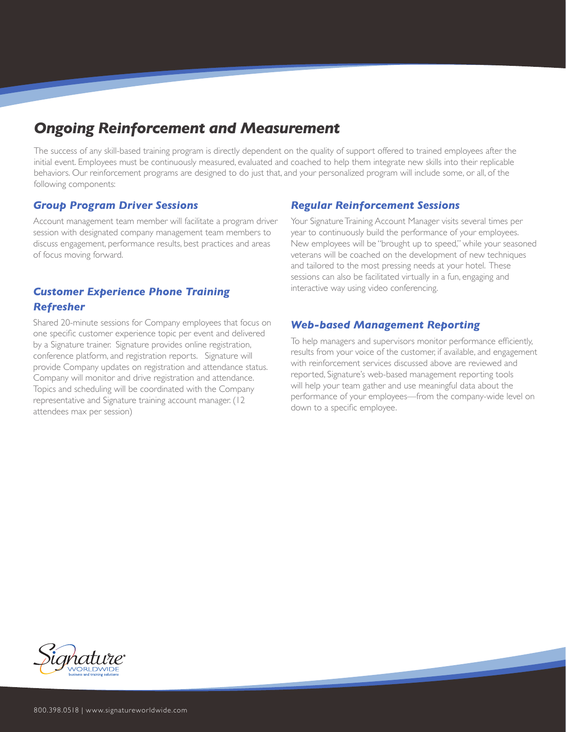# *Ongoing Reinforcement and Measurement*

The success of any skill-based training program is directly dependent on the quality of support offered to trained employees after the initial event. Employees must be continuously measured, evaluated and coached to help them integrate new skills into their replicable behaviors. Our reinforcement programs are designed to do just that, and your personalized program will include some, or all, of the following components:

### *Group Program Driver Sessions*

Account management team member will facilitate a program driver session with designated company management team members to discuss engagement, performance results, best practices and areas of focus moving forward.

### *Customer Experience Phone Training Refresher*

Shared 20-minute sessions for Company employees that focus on one specific customer experience topic per event and delivered by a Signature trainer. Signature provides online registration, conference platform, and registration reports. Signature will provide Company updates on registration and attendance status. Company will monitor and drive registration and attendance. Topics and scheduling will be coordinated with the Company representative and Signature training account manager. (12 attendees max per session)

### *Regular Reinforcement Sessions*

Your Signature Training Account Manager visits several times per year to continuously build the performance of your employees. New employees will be "brought up to speed," while your seasoned veterans will be coached on the development of new techniques and tailored to the most pressing needs at your hotel. These sessions can also be facilitated virtually in a fun, engaging and interactive way using video conferencing.

### *Web-based Management Reporting*

To help managers and supervisors monitor performance efficiently, results from your voice of the customer, if available, and engagement with reinforcement services discussed above are reviewed and reported, Signature's web-based management reporting tools will help your team gather and use meaningful data about the performance of your employees—from the company-wide level on down to a specific employee.